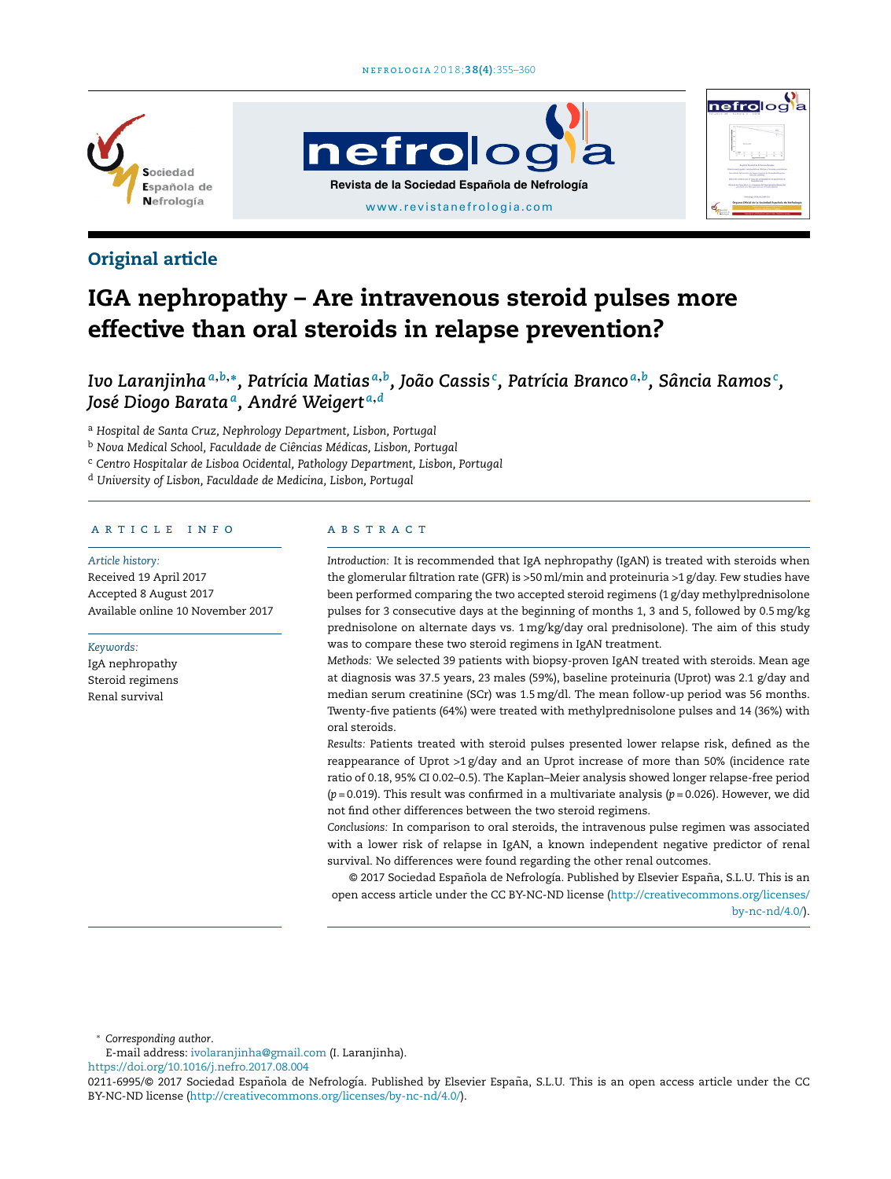Original article

# IGA nephropathy – Are intravenous steroid pulses more effective than oral steroids in relapse prevention?

*Ivo Laranjinha*[a,b,*], *Patrícia Matias*[a,b], *João Cassis*[c], *Patrícia Branco*[a,b], *Sância Ramos*[c], *José Diogo Barata*[a], *André Weigert*[a,d]

[a] *Hospital de Santa Cruz, Nephrology Department, Lisbon, Portugal*
[b] *Nova Medical School, Faculdade de Ciências Médicas, Lisbon, Portugal*
[c] *Centro Hospitalar de Lisboa Ocidental, Pathology Department, Lisbon, Portugal*
[d] *University of Lisbon, Faculdade de Medicina, Lisbon, Portugal*

## ARTICLE INFO

*Article history:*
Received 19 April 2017
Accepted 8 August 2017
Available online 10 November 2017

*Keywords:*
IgA nephropathy
Steroid regimens
Renal survival

## ABSTRACT

*Introduction:* It is recommended that IgA nephropathy (IgAN) is treated with steroids when the glomerular filtration rate (GFR) is >50 ml/min and proteinuria >1 g/day. Few studies have been performed comparing the two accepted steroid regimens (1 g/day methylprednisolone pulses for 3 consecutive days at the beginning of months 1, 3 and 5, followed by 0.5 mg/kg prednisolone on alternate days vs. 1 mg/kg/day oral prednisolone). The aim of this study was to compare these two steroid regimens in IgAN treatment.

*Methods:* We selected 39 patients with biopsy-proven IgAN treated with steroids. Mean age at diagnosis was 37.5 years, 23 males (59%), baseline proteinuria (Uprot) was 2.1 g/day and median serum creatinine (SCr) was 1.5 mg/dl. The mean follow-up period was 56 months. Twenty-five patients (64%) were treated with methylprednisolone pulses and 14 (36%) with oral steroids.

*Results:* Patients treated with steroid pulses presented lower relapse risk, defined as the reappearance of Uprot >1 g/day and an Uprot increase of more than 50% (incidence rate ratio of 0.18, 95% CI 0.02–0.5). The Kaplan–Meier analysis showed longer relapse-free period ($p = 0.019$). This result was confirmed in a multivariate analysis ($p = 0.026$). However, we did not find other differences between the two steroid regimens.

*Conclusions:* In comparison to oral steroids, the intravenous pulse regimen was associated with a lower risk of relapse in IgAN, a known independent negative predictor of renal survival. No differences were found regarding the other renal outcomes.

© 2017 Sociedad Española de Nefrología. Published by Elsevier España, S.L.U. This is an open access article under the CC BY-NC-ND license (http://creativecommons.org/licenses/by-nc-nd/4.0/).

\* *Corresponding author.*
E-mail address: ivolaranjinha@gmail.com (I. Laranjinha).
https://doi.org/10.1016/j.nefro.2017.08.004
0211-6995/© 2017 Sociedad Española de Nefrología. Published by Elsevier España, S.L.U. This is an open access article under the CC BY-NC-ND license (http://creativecommons.org/licenses/by-nc-nd/4.0/).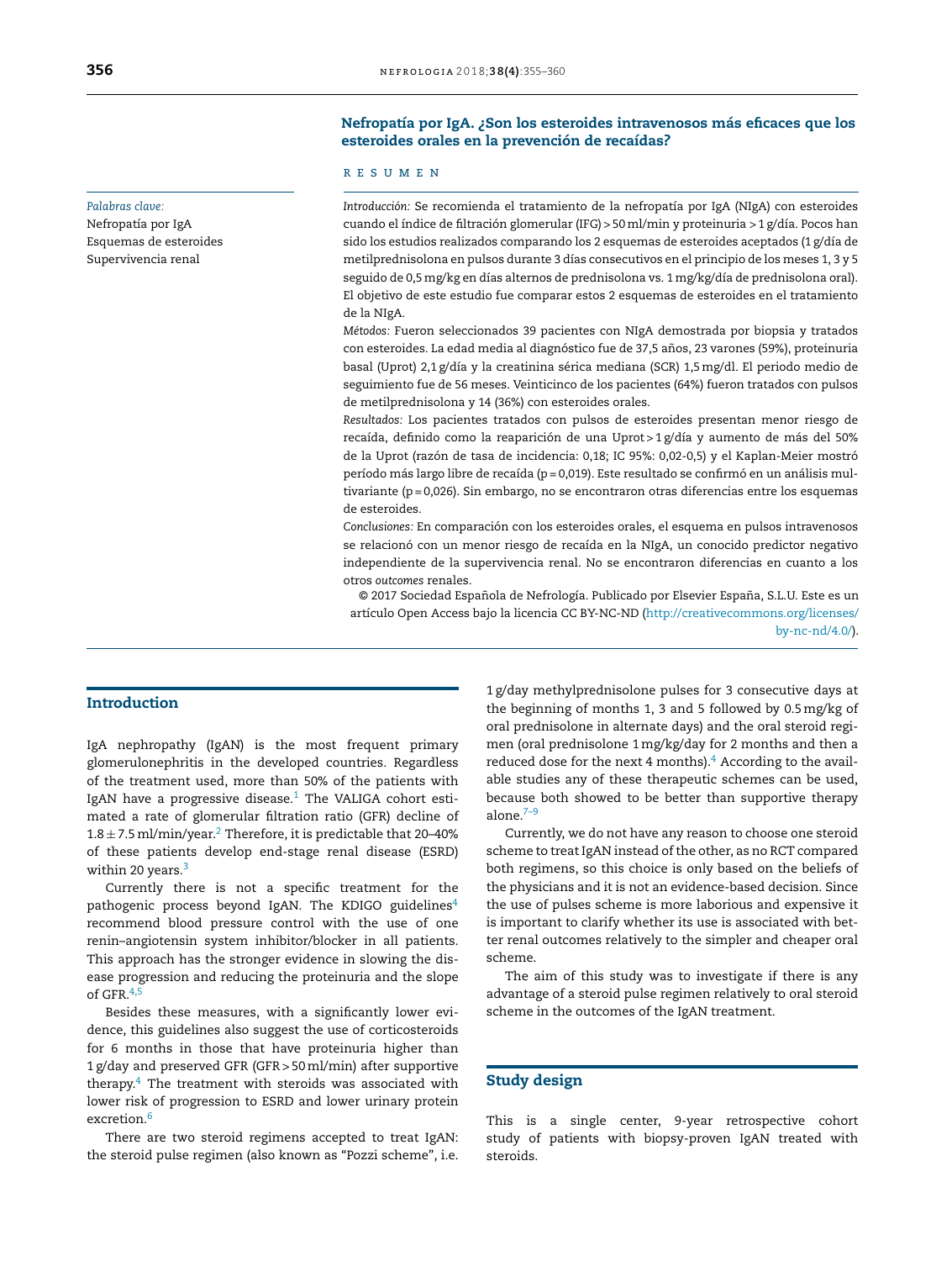## Nefropatía por IgA. ¿Son los esteroides intravenosos más eficaces que los esteroides orales en la prevención de recaídas?

*Palabras clave:*
Nefropatía por IgA
Esquemas de esteroides
Supervivencia renal

R E S U M E N

*Introducción:* Se recomienda el tratamiento de la nefropatía por IgA (NIgA) con esteroides cuando el índice de filtración glomerular (IFG) > 50 ml/min y proteinuria > 1 g/día. Pocos han sido los estudios realizados comparando los 2 esquemas de esteroides aceptados (1 g/día de metilprednisolona en pulsos durante 3 días consecutivos en el principio de los meses 1, 3 y 5 seguido de 0,5 mg/kg en días alternos de prednisolona vs. 1 mg/kg/día de prednisolona oral). El objetivo de este estudio fue comparar estos 2 esquemas de esteroides en el tratamiento de la NIgA.

*Métodos:* Fueron seleccionados 39 pacientes con NIgA demostrada por biopsia y tratados con esteroides. La edad media al diagnóstico fue de 37,5 años, 23 varones (59%), proteinuria basal (Uprot) 2,1 g/día y la creatinina sérica mediana (SCR) 1,5 mg/dl. El periodo medio de seguimiento fue de 56 meses. Veinticinco de los pacientes (64%) fueron tratados con pulsos de metilprednisolona y 14 (36%) con esteroides orales.

*Resultados:* Los pacientes tratados con pulsos de esteroides presentan menor riesgo de recaída, definido como la reaparición de una Uprot > 1 g/día y aumento de más del 50% de la Uprot (razón de tasa de incidencia: 0,18; IC 95%: 0,02-0,5) y el Kaplan-Meier mostró período más largo libre de recaída (p = 0,019). Este resultado se confirmó en un análisis multivariante (p = 0,026). Sin embargo, no se encontraron otras diferencias entre los esquemas de esteroides.

*Conclusiones:* En comparación con los esteroides orales, el esquema en pulsos intravenosos se relacionó con un menor riesgo de recaída en la NIgA, un conocido predictor negativo independiente de la supervivencia renal. No se encontraron diferencias en cuanto a los otros *outcomes* renales.

© 2017 Sociedad Española de Nefrología. Publicado por Elsevier España, S.L.U. Este es un artículo Open Access bajo la licencia CC BY-NC-ND (http://creativecommons.org/licenses/by-nc-nd/4.0/).

## Introduction

IgA nephropathy (IgAN) is the most frequent primary glomerulonephritis in the developed countries. Regardless of the treatment used, more than 50% of the patients with IgAN have a progressive disease.[1] The VALIGA cohort estimated a rate of glomerular filtration ratio (GFR) decline of $1.8 \pm 7.5$ ml/min/year.[2] Therefore, it is predictable that 20–40% of these patients develop end-stage renal disease (ESRD) within 20 years.[3]

Currently there is not a specific treatment for the pathogenic process beyond IgAN. The KDIGO guidelines[4] recommend blood pressure control with the use of one renin–angiotensin system inhibitor/blocker in all patients. This approach has the stronger evidence in slowing the disease progression and reducing the proteinuria and the slope of GFR.[4,5]

Besides these measures, with a significantly lower evidence, this guidelines also suggest the use of corticosteroids for 6 months in those that have proteinuria higher than 1 g/day and preserved GFR (GFR > 50 ml/min) after supportive therapy.[4] The treatment with steroids was associated with lower risk of progression to ESRD and lower urinary protein excretion.[6]

There are two steroid regimens accepted to treat IgAN: the steroid pulse regimen (also known as "Pozzi scheme", i.e. 1 g/day methylprednisolone pulses for 3 consecutive days at the beginning of months 1, 3 and 5 followed by 0.5 mg/kg of oral prednisolone in alternate days) and the oral steroid regimen (oral prednisolone 1 mg/kg/day for 2 months and then a reduced dose for the next 4 months).[4] According to the available studies any of these therapeutic schemes can be used, because both showed to be better than supportive therapy alone.[7–9]

Currently, we do not have any reason to choose one steroid scheme to treat IgAN instead of the other, as no RCT compared both regimens, so this choice is only based on the beliefs of the physicians and it is not an evidence-based decision. Since the use of pulses scheme is more laborious and expensive it is important to clarify whether its use is associated with better renal outcomes relatively to the simpler and cheaper oral scheme.

The aim of this study was to investigate if there is any advantage of a steroid pulse regimen relatively to oral steroid scheme in the outcomes of the IgAN treatment.

## Study design

This is a single center, 9-year retrospective cohort study of patients with biopsy-proven IgAN treated with steroids.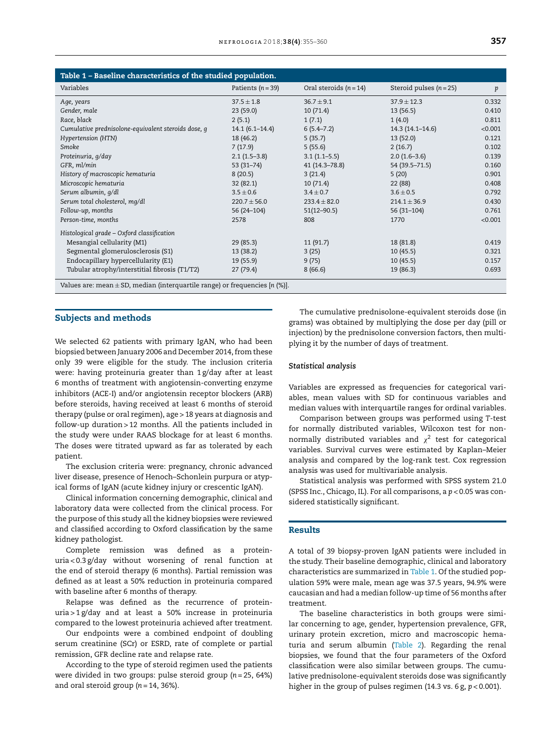**Table 1 – Baseline characteristics of the studied population.**

| Variables | Patients (n = 39) | Oral steroids (n = 14) | Steroid pulses (n = 25) | p |
|---|---|---|---|---|
| *Age, years* | 37.5 ± 1.8 | 36.7 ± 9.1 | 37.9 ± 12.3 | 0.332 |
| *Gender, male* | 23 (59.0) | 10 (71.4) | 13 (56.5) | 0.410 |
| *Race, black* | 2 (5.1) | 1 (7.1) | 1 (4.0) | 0.811 |
| *Cumulative prednisolone-equivalent steroids dose, g* | 14.1 (6.1–14.4) | 6 (5.4–7.2) | 14.3 (14.1–14.6) | <0.001 |
| *Hypertension (HTN)* | 18 (46.2) | 5 (35.7) | 13 (52.0) | 0.121 |
| *Smoke* | 7 (17.9) | 5 (55.6) | 2 (16.7) | 0.102 |
| *Proteinuria, g/day* | 2.1 (1.5–3.8) | 3.1 (1.1–5.5) | 2.0 (1.6–3.6) | 0.139 |
| *GFR, ml/min* | 53 (31–74) | 41 (14.3–78.8) | 54 (39.5–71.5) | 0.160 |
| *History of macroscopic hematuria* | 8 (20.5) | 3 (21.4) | 5 (20) | 0.901 |
| *Microscopic hematuria* | 32 (82.1) | 10 (71.4) | 22 (88) | 0.408 |
| *Serum albumin, g/dl* | 3.5 ± 0.6 | 3.4 ± 0.7 | 3.6 ± 0.5 | 0.792 |
| *Serum total cholesterol, mg/dl* | 220.7 ± 56.0 | 233.4 ± 82.0 | 214.1 ± 36.9 | 0.430 |
| *Follow-up, months* | 56 (24–104) | 51(12–90.5) | 56 (31–104) | 0.761 |
| *Person-time, months* | 2578 | 808 | 1770 | <0.001 |
| *Histological grade – Oxford classification* | | | | |
| Mesangial cellularity (M1) | 29 (85.3) | 11 (91.7) | 18 (81.8) | 0.419 |
| Segmental glomerulosclerosis (S1) | 13 (38.2) | 3 (25) | 10 (45.5) | 0.321 |
| Endocapillary hypercellularity (E1) | 19 (55.9) | 9 (75) | 10 (45.5) | 0.157 |
| Tubular atrophy/interstitial fibrosis (T1/T2) | 27 (79.4) | 8 (66.6) | 19 (86.3) | 0.693 |

Values are: mean ± SD, median (interquartile range) or frequencies [n (%)].

## Subjects and methods

We selected 62 patients with primary IgAN, who had been biopsied between January 2006 and December 2014, from these only 39 were eligible for the study. The inclusion criteria were: having proteinuria greater than 1 g/day after at least 6 months of treatment with angiotensin-converting enzyme inhibitors (ACE-I) and/or angiotensin receptor blockers (ARB) before steroids, having received at least 6 months of steroid therapy (pulse or oral regimen), age > 18 years at diagnosis and follow-up duration > 12 months. All the patients included in the study were under RAAS blockage for at least 6 months. The doses were titrated upward as far as tolerated by each patient.

The exclusion criteria were: pregnancy, chronic advanced liver disease, presence of Henoch–Schonlein purpura or atypical forms of IgAN (acute kidney injury or crescentic IgAN).

Clinical information concerning demographic, clinical and laboratory data were collected from the clinical process. For the purpose of this study all the kidney biopsies were reviewed and classified according to Oxford classification by the same kidney pathologist.

Complete remission was defined as a proteinuria < 0.3 g/day without worsening of renal function at the end of steroid therapy (6 months). Partial remission was defined as at least a 50% reduction in proteinuria compared with baseline after 6 months of therapy.

Relapse was defined as the recurrence of proteinuria > 1 g/day and at least a 50% increase in proteinuria compared to the lowest proteinuria achieved after treatment.

Our endpoints were a combined endpoint of doubling serum creatinine (SCr) or ESRD, rate of complete or partial remission, GFR decline rate and relapse rate.

According to the type of steroid regimen used the patients were divided in two groups: pulse steroid group (n = 25, 64%) and oral steroid group (n = 14, 36%).

The cumulative prednisolone-equivalent steroids dose (in grams) was obtained by multiplying the dose per day (pill or injection) by the prednisolone conversion factors, then multiplying it by the number of days of treatment.

### Statistical analysis

Variables are expressed as frequencies for categorical variables, mean values with SD for continuous variables and median values with interquartile ranges for ordinal variables.

Comparison between groups was performed using T-test for normally distributed variables, Wilcoxon test for non-normally distributed variables and $\chi^2$ test for categorical variables. Survival curves were estimated by Kaplan–Meier analysis and compared by the log-rank test. Cox regression analysis was used for multivariable analysis.

Statistical analysis was performed with SPSS system 21.0 (SPSS Inc., Chicago, IL). For all comparisons, a $p < 0.05$ was considered statistically significant.

## Results

A total of 39 biopsy-proven IgAN patients were included in the study. Their baseline demographic, clinical and laboratory characteristics are summarized in Table 1. Of the studied population 59% were male, mean age was 37.5 years, 94.9% were caucasian and had a median follow-up time of 56 months after treatment.

The baseline characteristics in both groups were similar concerning to age, gender, hypertension prevalence, GFR, urinary protein excretion, micro and macroscopic hematuria and serum albumin (Table 2). Regarding the renal biopsies, we found that the four parameters of the Oxford classification were also similar between groups. The cumulative prednisolone-equivalent steroids dose was significantly higher in the group of pulses regimen (14.3 vs. 6 g, $p < 0.001$).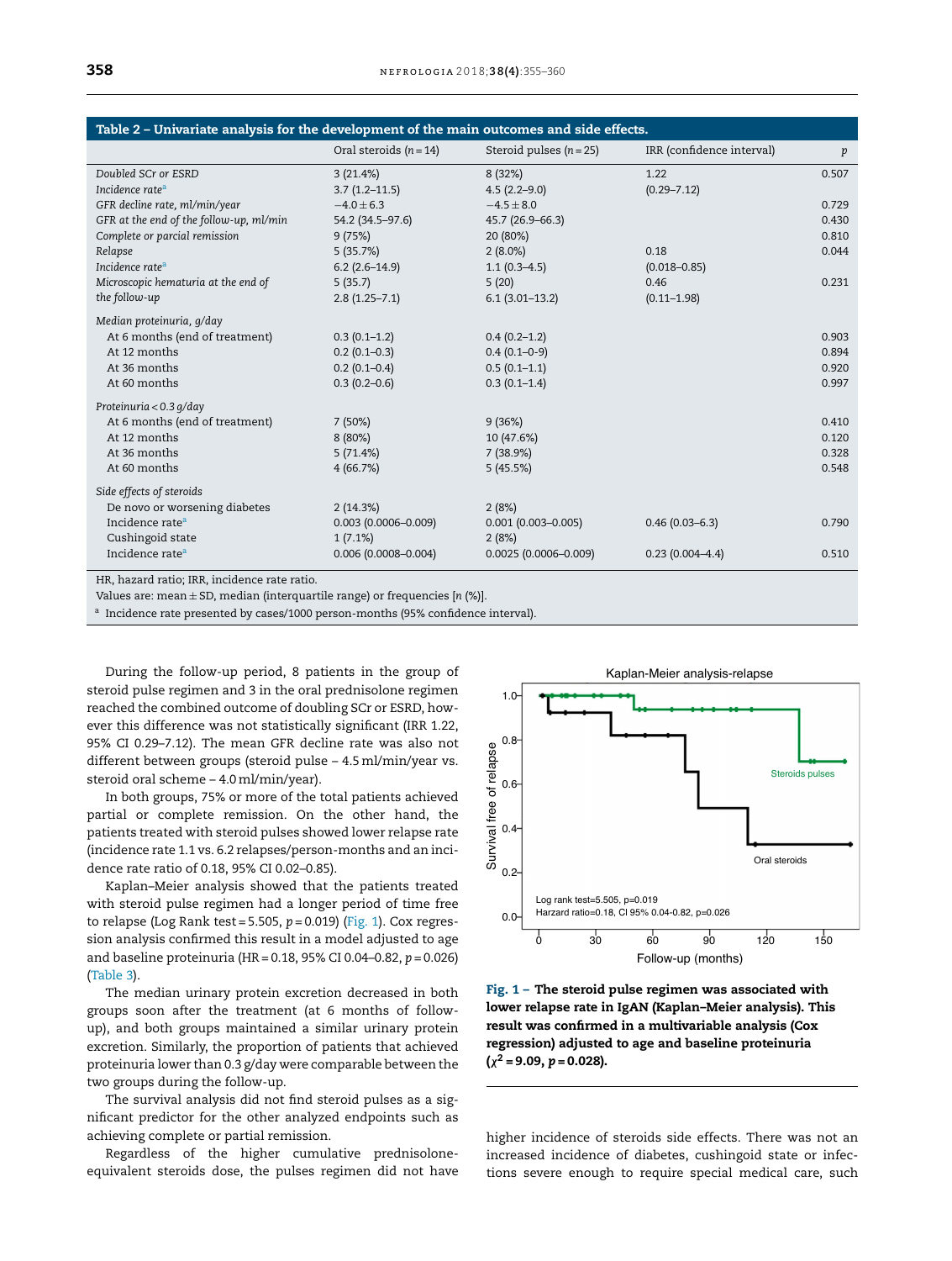**Table 2 – Univariate analysis for the development of the main outcomes and side effects.**

| | Oral steroids ($n = 14$) | Steroid pulses ($n = 25$) | IRR (confidence interval) | p |
|---|---|---|---|---|
| *Doubled SCr or ESRD* | 3 (21.4%) | 8 (32%) | 1.22 | 0.507 |
| *Incidence rate*[a] | 3.7 (1.2–11.5) | 4.5 (2.2–9.0) | (0.29–7.12) | |
| *GFR decline rate, ml/min/year* | −4.0 ± 6.3 | −4.5 ± 8.0 | | 0.729 |
| *GFR at the end of the follow-up, ml/min* | 54.2 (34.5–97.6) | 45.7 (26.9–66.3) | | 0.430 |
| *Complete or parcial remission* | 9 (75%) | 20 (80%) | | 0.810 |
| *Relapse* | 5 (35.7%) | 2 (8.0%) | 0.18 | 0.044 |
| *Incidence rate*[a] | 6.2 (2.6–14.9) | 1.1 (0.3–4.5) | (0.018–0.85) | |
| *Microscopic hematuria at the end of the follow-up* | 5 (35.7) | 5 (20) | 0.46 | 0.231 |
| | 2.8 (1.25–7.1) | 6.1 (3.01–13.2) | (0.11–1.98) | |
| *Median proteinuria, g/day* | | | | |
| At 6 months (end of treatment) | 0.3 (0.1–1.2) | 0.4 (0.2–1.2) | | 0.903 |
| At 12 months | 0.2 (0.1–0.3) | 0.4 (0.1–0-9) | | 0.894 |
| At 36 months | 0.2 (0.1–0.4) | 0.5 (0.1–1.1) | | 0.920 |
| At 60 months | 0.3 (0.2–0.6) | 0.3 (0.1–1.4) | | 0.997 |
| *Proteinuria < 0.3 g/day* | | | | |
| At 6 months (end of treatment) | 7 (50%) | 9 (36%) | | 0.410 |
| At 12 months | 8 (80%) | 10 (47.6%) | | 0.120 |
| At 36 months | 5 (71.4%) | 7 (38.9%) | | 0.328 |
| At 60 months | 4 (66.7%) | 5 (45.5%) | | 0.548 |
| *Side effects of steroids* | | | | |
| De novo or worsening diabetes | 2 (14.3%) | 2 (8%) | | |
| Incidence rate[a] | 0.003 (0.0006–0.009) | 0.001 (0.003–0.005) | 0.46 (0.03–6.3) | 0.790 |
| Cushingoid state | 1 (7.1%) | 2 (8%) | | |
| Incidence rate[a] | 0.006 (0.0008–0.004) | 0.0025 (0.0006–0.009) | 0.23 (0.004–4.4) | 0.510 |

HR, hazard ratio; IRR, incidence rate ratio.
Values are: mean ± SD, median (interquartile range) or frequencies [n (%)].
[a] Incidence rate presented by cases/1000 person-months (95% confidence interval).

During the follow-up period, 8 patients in the group of steroid pulse regimen and 3 in the oral prednisolone regimen reached the combined outcome of doubling SCr or ESRD, however this difference was not statistically significant (IRR 1.22, 95% CI 0.29–7.12). The mean GFR decline rate was also not different between groups (steroid pulse – 4.5 ml/min/year vs. steroid oral scheme – 4.0 ml/min/year).

In both groups, 75% or more of the total patients achieved partial or complete remission. On the other hand, the patients treated with steroid pulses showed lower relapse rate (incidence rate 1.1 vs. 6.2 relapses/person-months and an incidence rate ratio of 0.18, 95% CI 0.02–0.85).

Kaplan–Meier analysis showed that the patients treated with steroid pulse regimen had a longer period of time free to relapse (Log Rank test = 5.505, $p = 0.019$) (Fig. 1). Cox regression analysis confirmed this result in a model adjusted to age and baseline proteinuria (HR = 0.18, 95% CI 0.04–0.82, $p = 0.026$) (Table 3).

The median urinary protein excretion decreased in both groups soon after the treatment (at 6 months of follow-up), and both groups maintained a similar urinary protein excretion. Similarly, the proportion of patients that achieved proteinuria lower than 0.3 g/day were comparable between the two groups during the follow-up.

The survival analysis did not find steroid pulses as a significant predictor for the other analyzed endpoints such as achieving complete or partial remission.

Regardless of the higher cumulative prednisolone-equivalent steroids dose, the pulses regimen did not have higher incidence of steroids side effects. There was not an increased incidence of diabetes, cushingoid state or infections severe enough to require special medical care, such

**Fig. 1 – The steroid pulse regimen was associated with lower relapse rate in IgAN (Kaplan–Meier analysis). This result was confirmed in a multivariable analysis (Cox regression) adjusted to age and baseline proteinuria ($\chi^2 = 9.09$, $p = 0.028$).**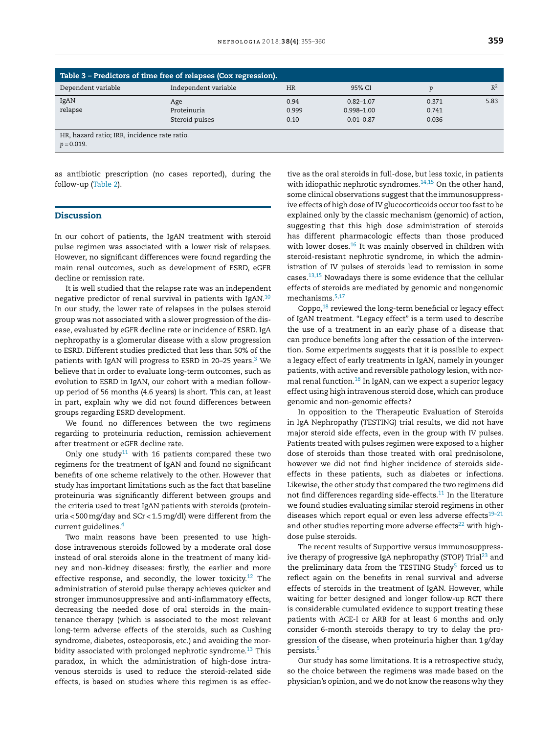**Table 3 – Predictors of time free of relapses (Cox regression).**

| Dependent variable | Independent variable | HR | 95% CI | $p$ | $R^2$ |
|---|---|---|---|---|---|
| IgAN relapse | Age | 0.94 | 0.82–1.07 | 0.371 | 5.83 |
| | Proteinuria | 0.999 | 0.998–1.00 | 0.741 | |
| | Steroid pulses | 0.10 | 0.01–0.87 | 0.036 | |

HR, hazard ratio; IRR, incidence rate ratio.
$p = 0.019$.

as antibiotic prescription (no cases reported), during the follow-up (Table 2).

## Discussion

In our cohort of patients, the IgAN treatment with steroid pulse regimen was associated with a lower risk of relapses. However, no significant differences were found regarding the main renal outcomes, such as development of ESRD, eGFR decline or remission rate.

It is well studied that the relapse rate was an independent negative predictor of renal survival in patients with IgAN.[10] In our study, the lower rate of relapses in the pulses steroid group was not associated with a slower progression of the disease, evaluated by eGFR decline rate or incidence of ESRD. IgA nephropathy is a glomerular disease with a slow progression to ESRD. Different studies predicted that less than 50% of the patients with IgAN will progress to ESRD in 20–25 years.[3] We believe that in order to evaluate long-term outcomes, such as evolution to ESRD in IgAN, our cohort with a median follow-up period of 56 months (4.6 years) is short. This can, at least in part, explain why we did not found differences between groups regarding ESRD development.

We found no differences between the two regimens regarding to proteinuria reduction, remission achievement after treatment or eGFR decline rate.

Only one study[11] with 16 patients compared these two regimens for the treatment of IgAN and found no significant benefits of one scheme relatively to the other. However that study has important limitations such as the fact that baseline proteinuria was significantly different between groups and the criteria used to treat IgAN patients with steroids (proteinuria < 500 mg/day and SCr < 1.5 mg/dl) were different from the current guidelines.[4]

Two main reasons have been presented to use high-dose intravenous steroids followed by a moderate oral dose instead of oral steroids alone in the treatment of many kidney and non-kidney diseases: firstly, the earlier and more effective response, and secondly, the lower toxicity.[12] The administration of steroid pulse therapy achieves quicker and stronger immunosuppressive and anti-inflammatory effects, decreasing the needed dose of oral steroids in the maintenance therapy (which is associated to the most relevant long-term adverse effects of the steroids, such as Cushing syndrome, diabetes, osteoporosis, etc.) and avoiding the morbidity associated with prolonged nephrotic syndrome.[13] This paradox, in which the administration of high-dose intravenous steroids is used to reduce the steroid-related side effects, is based on studies where this regimen is as effective as the oral steroids in full-dose, but less toxic, in patients with idiopathic nephrotic syndromes.[14,15] On the other hand, some clinical observations suggest that the immunosuppressive effects of high dose of IV glucocorticoids occur too fast to be explained only by the classic mechanism (genomic) of action, suggesting that this high dose administration of steroids has different pharmacologic effects than those produced with lower doses.[16] It was mainly observed in children with steroid-resistant nephrotic syndrome, in which the administration of IV pulses of steroids lead to remission in some cases.[13,15] Nowadays there is some evidence that the cellular effects of steroids are mediated by genomic and nongenomic mechanisms.[5,17]

Coppo,[18] reviewed the long-term beneficial or legacy effect of IgAN treatment. "Legacy effect" is a term used to describe the use of a treatment in an early phase of a disease that can produce benefits long after the cessation of the intervention. Some experiments suggests that it is possible to expect a legacy effect of early treatments in IgAN, namely in younger patients, with active and reversible pathology lesion, with normal renal function.[18] In IgAN, can we expect a superior legacy effect using high intravenous steroid dose, which can produce genomic and non-genomic effects?

In opposition to the Therapeutic Evaluation of Steroids in IgA Nephropathy (TESTING) trial results, we did not have major steroid side effects, even in the group with IV pulses. Patients treated with pulses regimen were exposed to a higher dose of steroids than those treated with oral prednisolone, however we did not find higher incidence of steroids side-effects in these patients, such as diabetes or infections. Likewise, the other study that compared the two regimens did not find differences regarding side-effects.[11] In the literature we found studies evaluating similar steroid regimens in other diseases which report equal or even less adverse effects[19–21] and other studies reporting more adverse effects[22] with high-dose pulse steroids.

The recent results of Supportive versus immunosuppressive therapy of progressive IgA nephropathy (STOP) Trial[23] and the preliminary data from the TESTING Study[5] forced us to reflect again on the benefits in renal survival and adverse effects of steroids in the treatment of IgAN. However, while waiting for better designed and longer follow-up RCT there is considerable cumulated evidence to support treating these patients with ACE-I or ARB for at least 6 months and only consider 6-month steroids therapy to try to delay the progression of the disease, when proteinuria higher than 1 g/day persists.[5]

Our study has some limitations. It is a retrospective study, so the choice between the regimens was made based on the physician's opinion, and we do not know the reasons why they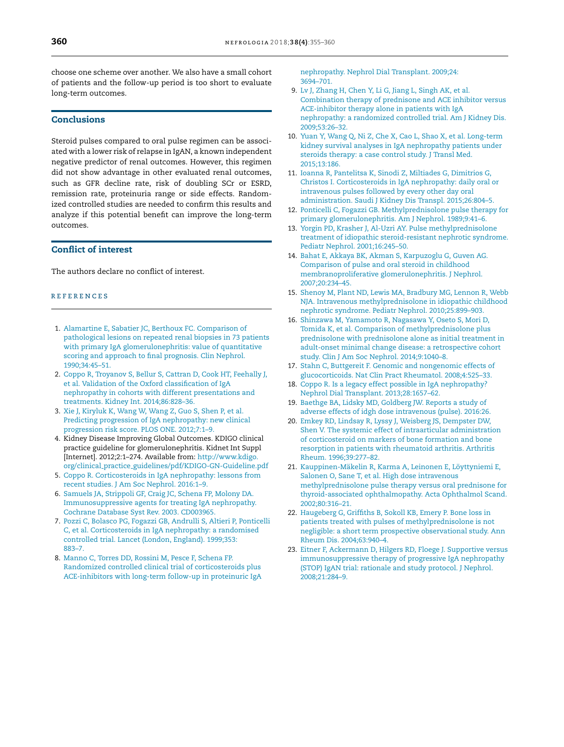choose one scheme over another. We also have a small cohort of patients and the follow-up period is too short to evaluate long-term outcomes.

## Conclusions

Steroid pulses compared to oral pulse regimen can be associated with a lower risk of relapse in IgAN, a known independent negative predictor of renal outcomes. However, this regimen did not show advantage in other evaluated renal outcomes, such as GFR decline rate, risk of doubling SCr or ESRD, remission rate, proteinuria range or side effects. Randomized controlled studies are needed to confirm this results and analyze if this potential benefit can improve the long-term outcomes.

## Conflict of interest

The authors declare no conflict of interest.

## REFERENCES

1. Alamartine E, Sabatier JC, Berthoux FC. Comparison of pathological lesions on repeated renal biopsies in 73 patients with primary IgA glomerulonephritis: value of quantitative scoring and approach to final prognosis. Clin Nephrol. 1990;34:45–51.
2. Coppo R, Troyanov S, Bellur S, Cattran D, Cook HT, Feehally J, et al. Validation of the Oxford classification of IgA nephropathy in cohorts with different presentations and treatments. Kidney Int. 2014;86:828–36.
3. Xie J, Kiryluk K, Wang W, Wang Z, Guo S, Shen P, et al. Predicting progression of IgA nephropathy: new clinical progression risk score. PLOS ONE. 2012;7:1–9.
4. Kidney Disease Improving Global Outcomes. KDIGO clinical practice guideline for glomerulonephritis. Kidnet Int Suppl [Internet]. 2012;2:1–274. Available from: http://www.kdigo.org/clinical_practice_guidelines/pdf/KDIGO-GN-Guideline.pdf
5. Coppo R. Corticosteroids in IgA nephropathy: lessons from recent studies. J Am Soc Nephrol. 2016:1–9.
6. Samuels JA, Strippoli GF, Craig JC, Schena FP, Molony DA. Immunosuppressive agents for treating IgA nephropathy. Cochrane Database Syst Rev. 2003. CD003965.
7. Pozzi C, Bolasco PG, Fogazzi GB, Andrulli S, Altieri P, Ponticelli C, et al. Corticosteroids in IgA nephropathy: a randomised controlled trial. Lancet (London, England). 1999;353: 883–7.
8. Manno C, Torres DD, Rossini M, Pesce F, Schena FP. Randomized controlled clinical trial of corticosteroids plus ACE-inhibitors with long-term follow-up in proteinuric IgA nephropathy. Nephrol Dial Transplant. 2009;24: 3694–701.
9. Lv J, Zhang H, Chen Y, Li G, Jiang L, Singh AK, et al. Combination therapy of prednisone and ACE inhibitor versus ACE-inhibitor therapy alone in patients with IgA nephropathy: a randomized controlled trial. Am J Kidney Dis. 2009;53:26–32.
10. Yuan Y, Wang Q, Ni Z, Che X, Cao L, Shao X, et al. Long-term kidney survival analyses in IgA nephropathy patients under steroids therapy: a case control study. J Transl Med. 2015;13:186.
11. Ioanna R, Pantelitsa K, Sinodi Z, Miltiades G, Dimitrios G, Christos I. Corticosteroids in IgA nephropathy: daily oral or intravenous pulses followed by every other day oral administration. Saudi J Kidney Dis Transpl. 2015;26:804–5.
12. Ponticelli C, Fogazzi GB. Methylprednisolone pulse therapy for primary glomerulonephritis. Am J Nephrol. 1989;9:41–6.
13. Yorgin PD, Krasher J, Al-Uzri AY. Pulse methylprednisolone treatment of idiopathic steroid-resistant nephrotic syndrome. Pediatr Nephrol. 2001;16:245–50.
14. Bahat E, Akkaya BK, Akman S, Karpuzoglu G, Guven AG. Comparison of pulse and oral steroid in childhood membranoproliferative glomerulonephritis. J Nephrol. 2007;20:234–45.
15. Shenoy M, Plant ND, Lewis MA, Bradbury MG, Lennon R, Webb NJA. Intravenous methylprednisolone in idiopathic childhood nephrotic syndrome. Pediatr Nephrol. 2010;25:899–903.
16. Shinzawa M, Yamamoto R, Nagasawa Y, Oseto S, Mori D, Tomida K, et al. Comparison of methylprednisolone plus prednisolone with prednisolone alone as initial treatment in adult-onset minimal change disease: a retrospective cohort study. Clin J Am Soc Nephrol. 2014;9:1040–8.
17. Stahn C, Buttgereit F. Genomic and nongenomic effects of glucocorticoids. Nat Clin Pract Rheumatol. 2008;4:525–33.
18. Coppo R. Is a legacy effect possible in IgA nephropathy? Nephrol Dial Transplant. 2013;28:1657–62.
19. Baethge BA, Lidsky MD, Goldberg JW. Reports a study of adverse effects of idgh dose intravenous (pulse). 2016:26.
20. Emkey RD, Lindsay R, Lyssy J, Weisberg JS, Dempster DW, Shen V. The systemic effect of intraarticular administration of corticosteroid on markers of bone formation and bone resorption in patients with rheumatoid arthritis. Arthritis Rheum. 1996;39:277–82.
21. Kauppinen-Mäkelin R, Karma A, Leinonen E, Löyttyniemi E, Salonen O, Sane T, et al. High dose intravenous methylprednisolone pulse therapy versus oral prednisone for thyroid-associated ophthalmopathy. Acta Ophthalmol Scand. 2002;80:316–21.
22. Haugeberg G, Griffiths B, Sokoll KB, Emery P. Bone loss in patients treated with pulses of methylprednisolone is not negligible: a short term prospective observational study. Ann Rheum Dis. 2004;63:940–4.
23. Eitner F, Ackermann D, Hilgers RD, Floege J. Supportive versus immunosuppressive therapy of progressive IgA nephropathy (STOP) IgAN trial: rationale and study protocol. J Nephrol. 2008;21:284–9.